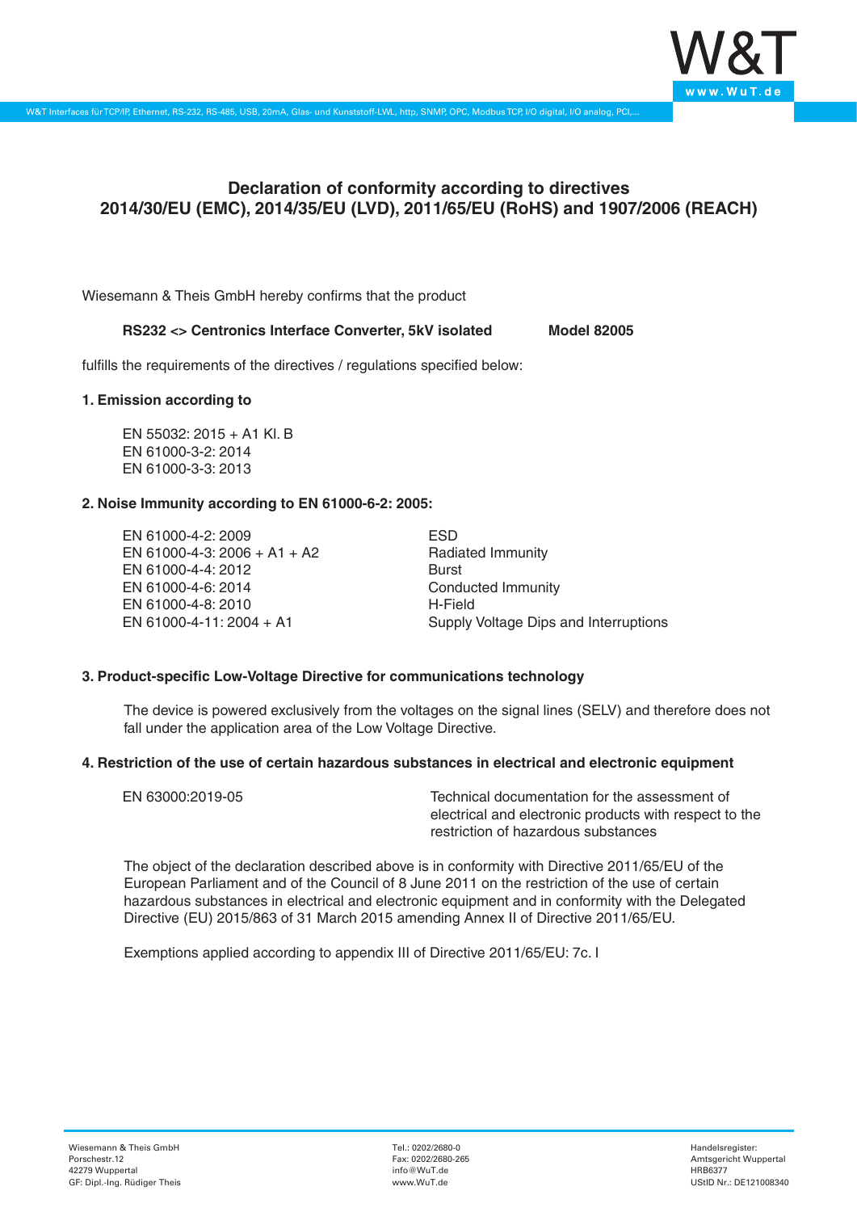# Declaration of conformity according to directives 2014/30/EU (EMC), 2014/35/EU (LVD), 2011/65/EU (RoHS) and 1907/2006 (REACH)

Wiesemann & Theis GmbH hereby confirms that the product

**RS232 <> Centronics Interface Converter, 5kV isolated** **Model 82005**

fulfills the requirements of the directives / regulations specified below:

**1. Emission according to**

EN 55032: 2015 + A1 Kl. B
EN 61000-3-2: 2014
EN 61000-3-3: 2013

**2. Noise Immunity according to EN 61000-6-2: 2005:**

| | |
|---|---|
| EN 61000-4-2: 2009 | ESD |
| EN 61000-4-3: 2006 + A1 + A2 | Radiated Immunity |
| EN 61000-4-4: 2012 | Burst |
| EN 61000-4-6: 2014 | Conducted Immunity |
| EN 61000-4-8: 2010 | H-Field |
| EN 61000-4-11: 2004 + A1 | Supply Voltage Dips and Interruptions |

**3. Product-specific Low-Voltage Directive for communications technology**

The device is powered exclusively from the voltages on the signal lines (SELV) and therefore does not fall under the application area of the Low Voltage Directive.

**4. Restriction of the use of certain hazardous substances in electrical and electronic equipment**

| | |
|---|---|
| EN 63000:2019-05 | Technical documentation for the assessment of electrical and electronic products with respect to the restriction of hazardous substances |

The object of the declaration described above is in conformity with Directive 2011/65/EU of the European Parliament and of the Council of 8 June 2011 on the restriction of the use of certain hazardous substances in electrical and electronic equipment and in conformity with the Delegated Directive (EU) 2015/863 of 31 March 2015 amending Annex II of Directive 2011/65/EU.

Exemptions applied according to appendix III of Directive 2011/65/EU: 7c. I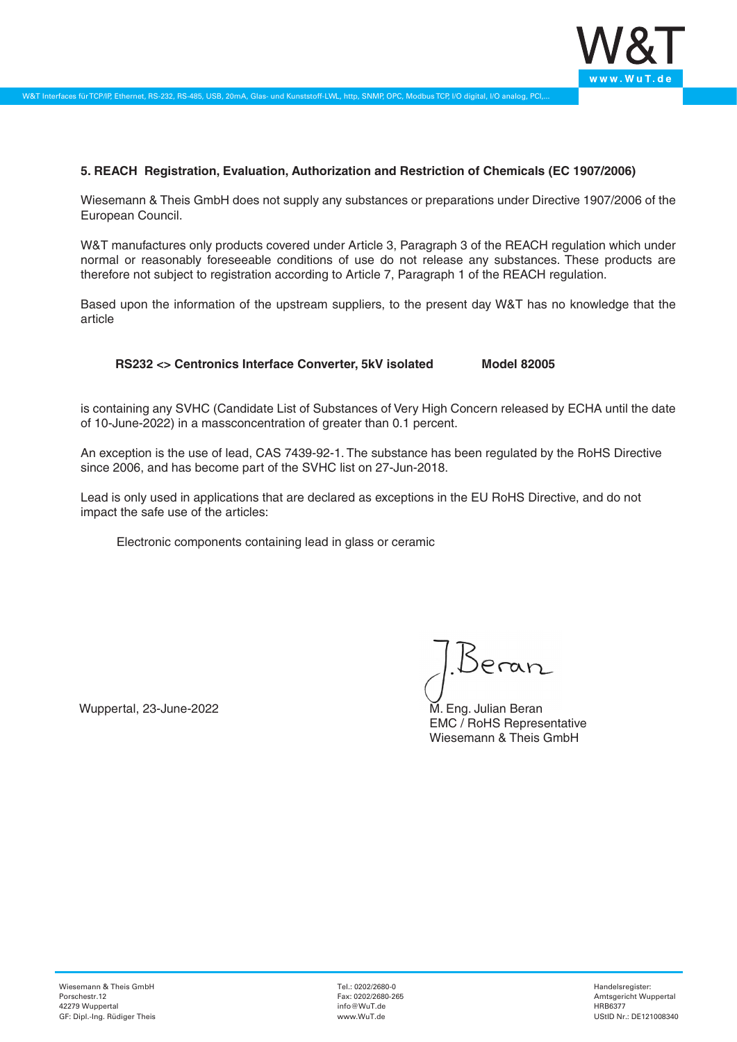## 5. REACH Registration, Evaluation, Authorization and Restriction of Chemicals (EC 1907/2006)

Wiesemann & Theis GmbH does not supply any substances or preparations under Directive 1907/2006 of the European Council.

W&T manufactures only products covered under Article 3, Paragraph 3 of the REACH regulation which under normal or reasonably foreseeable conditions of use do not release any substances. These products are therefore not subject to registration according to Article 7, Paragraph 1 of the REACH regulation.

Based upon the information of the upstream suppliers, to the present day W&T has no knowledge that the article

**RS232 <> Centronics Interface Converter, 5kV isolated Model 82005**

is containing any SVHC (Candidate List of Substances of Very High Concern released by ECHA until the date of 10-June-2022) in a massconcentration of greater than 0.1 percent.

An exception is the use of lead, CAS 7439-92-1. The substance has been regulated by the RoHS Directive since 2006, and has become part of the SVHC list on 27-Jun-2018.

Lead is only used in applications that are declared as exceptions in the EU RoHS Directive, and do not impact the safe use of the articles:

Electronic components containing lead in glass or ceramic

Wuppertal, 23-June-2022

M. Eng. Julian Beran
EMC / RoHS Representative
Wiesemann & Theis GmbH